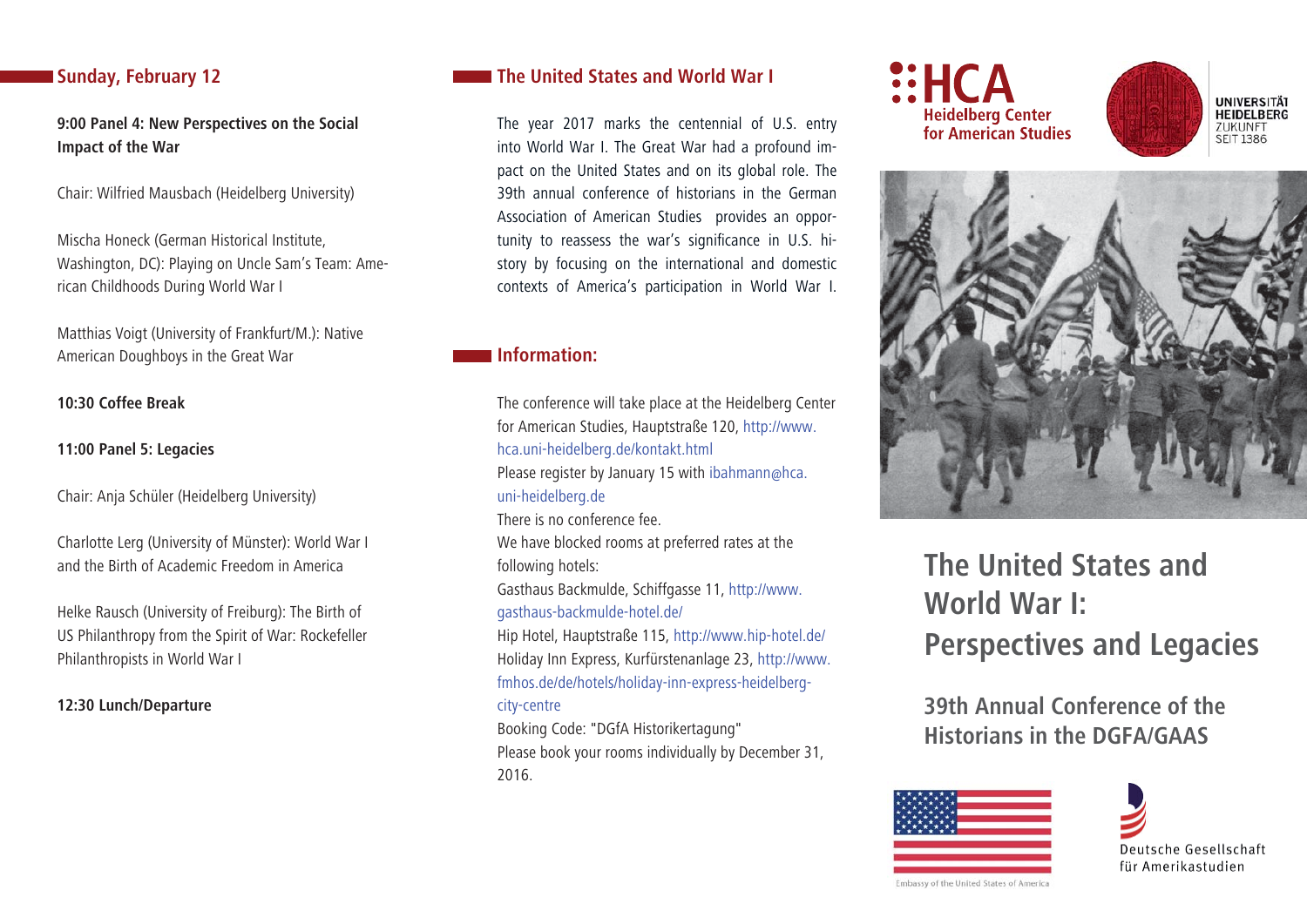## Sunday, February 12

**9:00 Panel 4: New Perspectives on the Social Impact of the War**

Chair: Wilfried Mausbach (Heidelberg University)

Mischa Honeck (German Historical Institute, Washington, DC): Playing on Uncle Sam's Team: American Childhoods During World War I

Matthias Voigt (University of Frankfurt/M.): Native American Doughboys in the Great War

**10:30 Coffee Break**

**11:00 Panel 5: Legacies**

Chair: Anja Schüler (Heidelberg University)

Charlotte Lerg (University of Münster): World War I and the Birth of Academic Freedom in America

Helke Rausch (University of Freiburg): The Birth of US Philanthropy from the Spirit of War: Rockefeller Philanthropists in World War I

**12:30 Lunch/Departure**

## The United States and World War I

The year 2017 marks the centennial of U.S. entry into World War I. The Great War had a profound impact on the United States and on its global role. The 39th annual conference of historians in the German Association of American Studies provides an opportunity to reassess the war's significance in U.S. history by focusing on the international and domestic contexts of America's participation in World War I.

## Information:

The conference will take place at the Heidelberg Center for American Studies, Hauptstraße 120, http://www.hca.uni-heidelberg.de/kontakt.html
Please register by January 15 with ibahmann@hca.uni-heidelberg.de
There is no conference fee.
We have blocked rooms at preferred rates at the following hotels:
Gasthaus Backmulde, Schiffgasse 11, http://www.gasthaus-backmulde-hotel.de/
Hip Hotel, Hauptstraße 115, http://www.hip-hotel.de/
Holiday Inn Express, Kurfürstenanlage 23, http://www.fmhos.de/de/hotels/holiday-inn-express-heidelberg-city-centre
Booking Code: "DGfA Historikertagung"
Please book your rooms individually by December 31, 2016.

HCA Heidelberg Center for American Studies

UNIVERSITÄT HEIDELBERG ZUKUNFT SEIT 1386

# The United States and World War I: Perspectives and Legacies

## 39th Annual Conference of the Historians in the DGFA/GAAS

Embassy of the United States of America

Deutsche Gesellschaft für Amerikastudien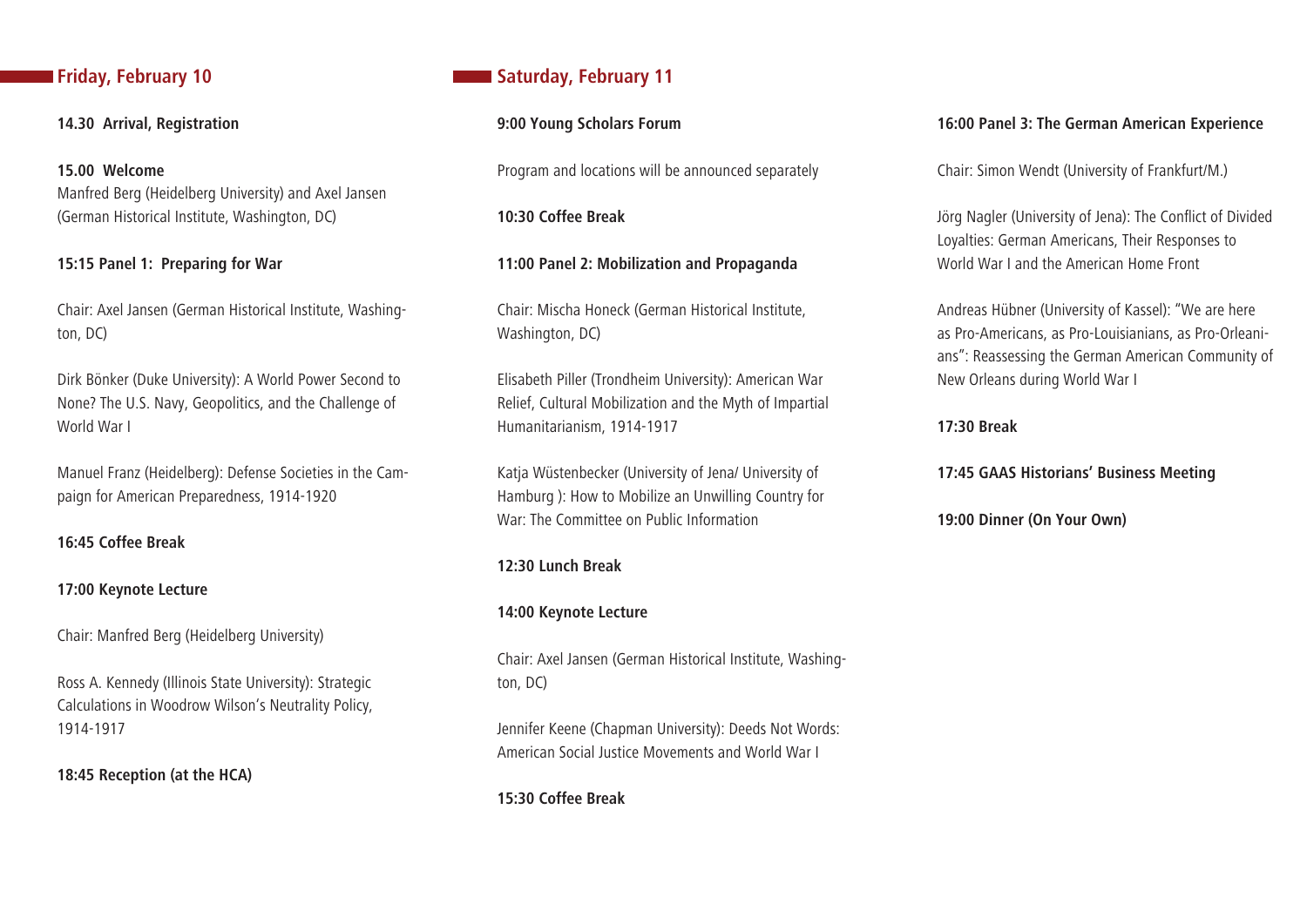## Friday, February 10

**14.30 Arrival, Registration**

**15.00 Welcome**
Manfred Berg (Heidelberg University) and Axel Jansen (German Historical Institute, Washington, DC)

**15:15 Panel 1: Preparing for War**

Chair: Axel Jansen (German Historical Institute, Washington, DC)

Dirk Bönker (Duke University): A World Power Second to None? The U.S. Navy, Geopolitics, and the Challenge of World War I

Manuel Franz (Heidelberg): Defense Societies in the Campaign for American Preparedness, 1914-1920

**16:45 Coffee Break**

**17:00 Keynote Lecture**

Chair: Manfred Berg (Heidelberg University)

Ross A. Kennedy (Illinois State University): Strategic Calculations in Woodrow Wilson's Neutrality Policy, 1914-1917

**18:45 Reception (at the HCA)**

## Saturday, February 11

**9:00 Young Scholars Forum**

Program and locations will be announced separately

**10:30 Coffee Break**

**11:00 Panel 2: Mobilization and Propaganda**

Chair: Mischa Honeck (German Historical Institute, Washington, DC)

Elisabeth Piller (Trondheim University): American War Relief, Cultural Mobilization and the Myth of Impartial Humanitarianism, 1914-1917

Katja Wüstenbecker (University of Jena/ University of Hamburg ): How to Mobilize an Unwilling Country for War: The Committee on Public Information

**12:30 Lunch Break**

**14:00 Keynote Lecture**

Chair: Axel Jansen (German Historical Institute, Washington, DC)

Jennifer Keene (Chapman University): Deeds Not Words: American Social Justice Movements and World War I

**15:30 Coffee Break**

**16:00 Panel 3: The German American Experience**

Chair: Simon Wendt (University of Frankfurt/M.)

Jörg Nagler (University of Jena): The Conflict of Divided Loyalties: German Americans, Their Responses to World War I and the American Home Front

Andreas Hübner (University of Kassel): "We are here as Pro-Americans, as Pro-Louisianians, as Pro-Orleanians": Reassessing the German American Community of New Orleans during World War I

**17:30 Break**

**17:45 GAAS Historians' Business Meeting**

**19:00 Dinner (On Your Own)**